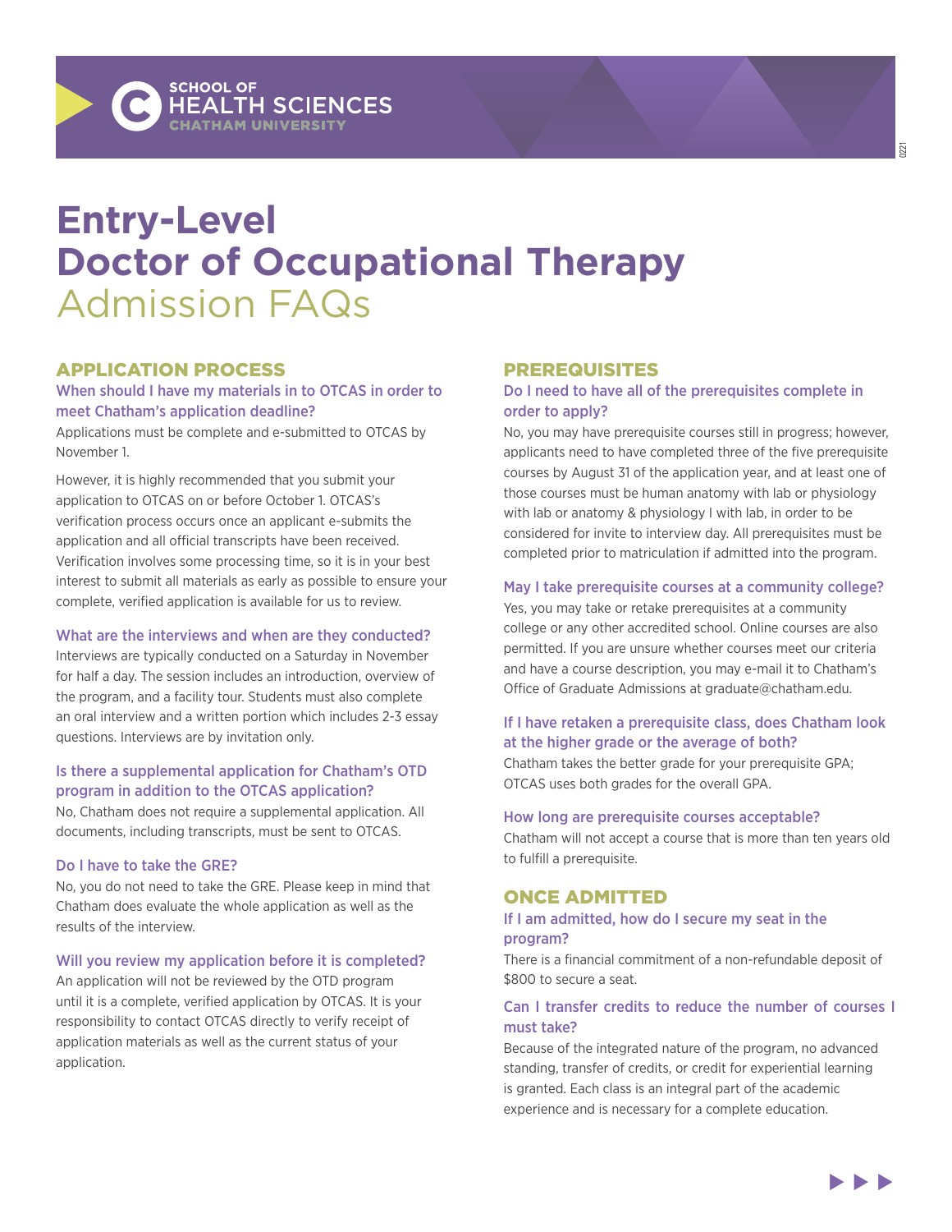SCHOOL OF HEALTH SCIENCES
CHATHAM UNIVERSITY

# Entry-Level Doctor of Occupational Therapy Admission FAQs

## APPLICATION PROCESS

### When should I have my materials in to OTCAS in order to meet Chatham's application deadline?

Applications must be complete and e-submitted to OTCAS by November 1.

However, it is highly recommended that you submit your application to OTCAS on or before October 1. OTCAS's verification process occurs once an applicant e-submits the application and all official transcripts have been received. Verification involves some processing time, so it is in your best interest to submit all materials as early as possible to ensure your complete, verified application is available for us to review.

### What are the interviews and when are they conducted?

Interviews are typically conducted on a Saturday in November for half a day. The session includes an introduction, overview of the program, and a facility tour. Students must also complete an oral interview and a written portion which includes 2-3 essay questions. Interviews are by invitation only.

### Is there a supplemental application for Chatham's OTD program in addition to the OTCAS application?

No, Chatham does not require a supplemental application. All documents, including transcripts, must be sent to OTCAS.

### Do I have to take the GRE?

No, you do not need to take the GRE. Please keep in mind that Chatham does evaluate the whole application as well as the results of the interview.

### Will you review my application before it is completed?

An application will not be reviewed by the OTD program until it is a complete, verified application by OTCAS. It is your responsibility to contact OTCAS directly to verify receipt of application materials as well as the current status of your application.

## PREREQUISITES

### Do I need to have all of the prerequisites complete in order to apply?

No, you may have prerequisite courses still in progress; however, applicants need to have completed three of the five prerequisite courses by August 31 of the application year, and at least one of those courses must be human anatomy with lab or physiology with lab or anatomy & physiology I with lab, in order to be considered for invite to interview day. All prerequisites must be completed prior to matriculation if admitted into the program.

### May I take prerequisite courses at a community college?

Yes, you may take or retake prerequisites at a community college or any other accredited school. Online courses are also permitted. If you are unsure whether courses meet our criteria and have a course description, you may e-mail it to Chatham's Office of Graduate Admissions at graduate@chatham.edu.

### If I have retaken a prerequisite class, does Chatham look at the higher grade or the average of both?

Chatham takes the better grade for your prerequisite GPA; OTCAS uses both grades for the overall GPA.

### How long are prerequisite courses acceptable?

Chatham will not accept a course that is more than ten years old to fulfill a prerequisite.

## ONCE ADMITTED

### If I am admitted, how do I secure my seat in the program?

There is a financial commitment of a non-refundable deposit of $800 to secure a seat.

### Can I transfer credits to reduce the number of courses I must take?

Because of the integrated nature of the program, no advanced standing, transfer of credits, or credit for experiential learning is granted. Each class is an integral part of the academic experience and is necessary for a complete education.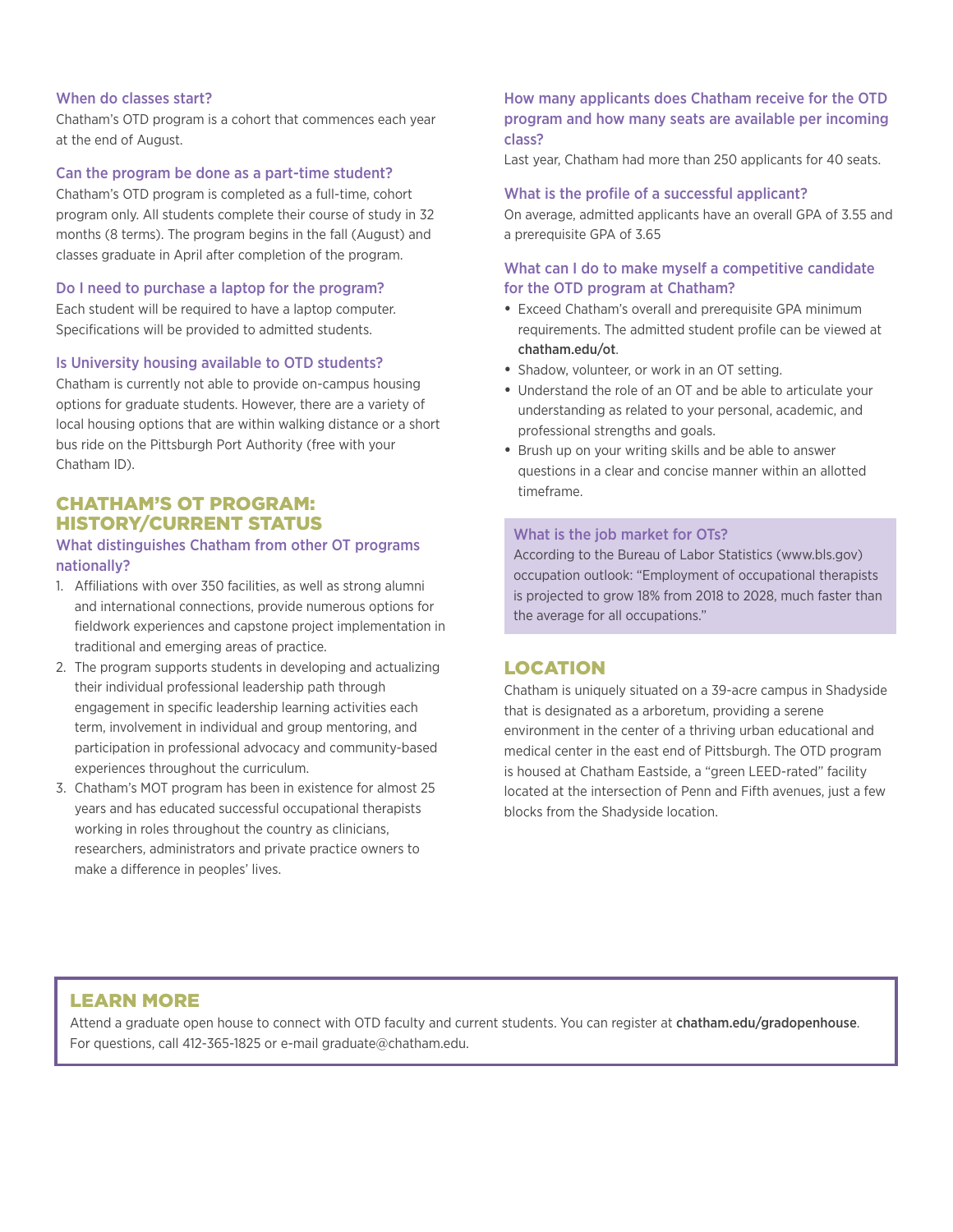### When do classes start?

Chatham's OTD program is a cohort that commences each year at the end of August.

### Can the program be done as a part-time student?

Chatham's OTD program is completed as a full-time, cohort program only. All students complete their course of study in 32 months (8 terms). The program begins in the fall (August) and classes graduate in April after completion of the program.

### Do I need to purchase a laptop for the program?

Each student will be required to have a laptop computer. Specifications will be provided to admitted students.

### Is University housing available to OTD students?

Chatham is currently not able to provide on-campus housing options for graduate students. However, there are a variety of local housing options that are within walking distance or a short bus ride on the Pittsburgh Port Authority (free with your Chatham ID).

## CHATHAM'S OT PROGRAM: HISTORY/CURRENT STATUS

### What distinguishes Chatham from other OT programs nationally?

1. Affiliations with over 350 facilities, as well as strong alumni and international connections, provide numerous options for fieldwork experiences and capstone project implementation in traditional and emerging areas of practice.
2. The program supports students in developing and actualizing their individual professional leadership path through engagement in specific leadership learning activities each term, involvement in individual and group mentoring, and participation in professional advocacy and community-based experiences throughout the curriculum.
3. Chatham's MOT program has been in existence for almost 25 years and has educated successful occupational therapists working in roles throughout the country as clinicians, researchers, administrators and private practice owners to make a difference in peoples' lives.

### How many applicants does Chatham receive for the OTD program and how many seats are available per incoming class?

Last year, Chatham had more than 250 applicants for 40 seats.

### What is the profile of a successful applicant?

On average, admitted applicants have an overall GPA of 3.55 and a prerequisite GPA of 3.65

### What can I do to make myself a competitive candidate for the OTD program at Chatham?

- Exceed Chatham's overall and prerequisite GPA minimum requirements. The admitted student profile can be viewed at **chatham.edu/ot**.
- Shadow, volunteer, or work in an OT setting.
- Understand the role of an OT and be able to articulate your understanding as related to your personal, academic, and professional strengths and goals.
- Brush up on your writing skills and be able to answer questions in a clear and concise manner within an allotted timeframe.

### What is the job market for OTs?

According to the Bureau of Labor Statistics (www.bls.gov) occupation outlook: "Employment of occupational therapists is projected to grow 18% from 2018 to 2028, much faster than the average for all occupations."

## LOCATION

Chatham is uniquely situated on a 39-acre campus in Shadyside that is designated as a arboretum, providing a serene environment in the center of a thriving urban educational and medical center in the east end of Pittsburgh. The OTD program is housed at Chatham Eastside, a "green LEED-rated" facility located at the intersection of Penn and Fifth avenues, just a few blocks from the Shadyside location.

## LEARN MORE

Attend a graduate open house to connect with OTD faculty and current students. You can register at **chatham.edu/gradopenhouse**. For questions, call 412-365-1825 or e-mail graduate@chatham.edu.